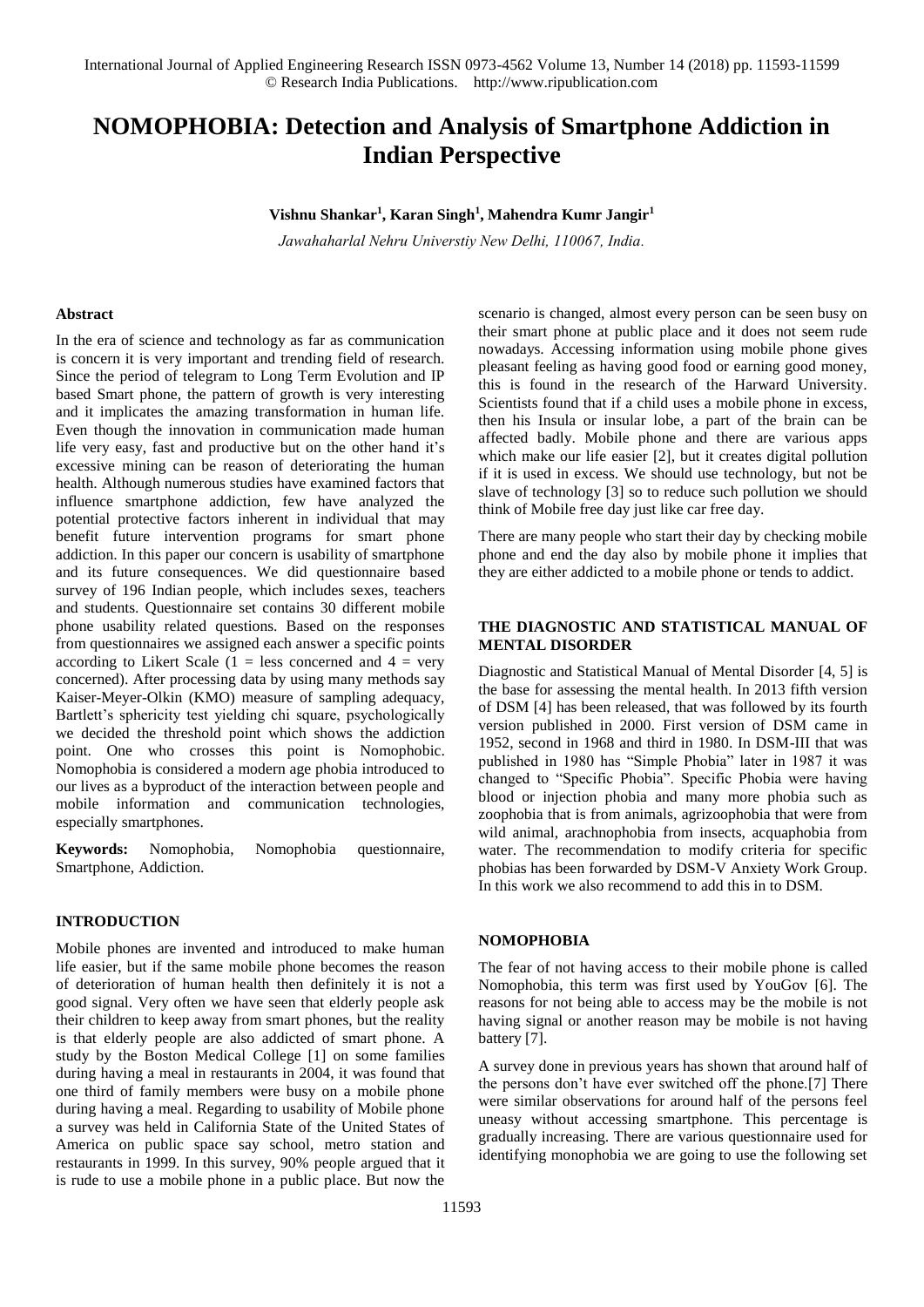# NOMOPHOBIA: Detection and Analysis of Smartphone Addiction in Indian Perspective

**Vishnu Shankar[1], Karan Singh[1], Mahendra Kumr Jangir[1]**

*Jawahaharlal Nehru Universtiy New Delhi, 110067, India.*

#### Abstract

In the era of science and technology as far as communication is concern it is very important and trending field of research. Since the period of telegram to Long Term Evolution and IP based Smart phone, the pattern of growth is very interesting and it implicates the amazing transformation in human life. Even though the innovation in communication made human life very easy, fast and productive but on the other hand it's excessive mining can be reason of deteriorating the human health. Although numerous studies have examined factors that influence smartphone addiction, few have analyzed the potential protective factors inherent in individual that may benefit future intervention programs for smart phone addiction. In this paper our concern is usability of smartphone and its future consequences. We did questionnaire based survey of 196 Indian people, which includes sexes, teachers and students. Questionnaire set contains 30 different mobile phone usability related questions. Based on the responses from questionnaires we assigned each answer a specific points according to Likert Scale (1 = less concerned and 4 = very concerned). After processing data by using many methods say Kaiser-Meyer-Olkin (KMO) measure of sampling adequacy, Bartlett's sphericity test yielding chi square, psychologically we decided the threshold point which shows the addiction point. One who crosses this point is Nomophobic. Nomophobia is considered a modern age phobia introduced to our lives as a byproduct of the interaction between people and mobile information and communication technologies, especially smartphones.

**Keywords:** Nomophobia, Nomophobia questionnaire, Smartphone, Addiction.

#### INTRODUCTION

Mobile phones are invented and introduced to make human life easier, but if the same mobile phone becomes the reason of deterioration of human health then definitely it is not a good signal. Very often we have seen that elderly people ask their children to keep away from smart phones, but the reality is that elderly people are also addicted of smart phone. A study by the Boston Medical College [1] on some families during having a meal in restaurants in 2004, it was found that one third of family members were busy on a mobile phone during having a meal. Regarding to usability of Mobile phone a survey was held in California State of the United States of America on public space say school, metro station and restaurants in 1999. In this survey, 90% people argued that it is rude to use a mobile phone in a public place. But now the scenario is changed, almost every person can be seen busy on their smart phone at public place and it does not seem rude nowadays. Accessing information using mobile phone gives pleasant feeling as having good food or earning good money, this is found in the research of the Harward University. Scientists found that if a child uses a mobile phone in excess, then his Insula or insular lobe, a part of the brain can be affected badly. Mobile phone and there are various apps which make our life easier [2], but it creates digital pollution if it is used in excess. We should use technology, but not be slave of technology [3] so to reduce such pollution we should think of Mobile free day just like car free day.

There are many people who start their day by checking mobile phone and end the day also by mobile phone it implies that they are either addicted to a mobile phone or tends to addict.

#### THE DIAGNOSTIC AND STATISTICAL MANUAL OF MENTAL DISORDER

Diagnostic and Statistical Manual of Mental Disorder [4, 5] is the base for assessing the mental health. In 2013 fifth version of DSM [4] has been released, that was followed by its fourth version published in 2000. First version of DSM came in 1952, second in 1968 and third in 1980. In DSM-III that was published in 1980 has "Simple Phobia" later in 1987 it was changed to "Specific Phobia". Specific Phobia were having blood or injection phobia and many more phobia such as zoophobia that is from animals, agrizoophobia that were from wild animal, arachnophobia from insects, acquaphobia from water. The recommendation to modify criteria for specific phobias has been forwarded by DSM-V Anxiety Work Group. In this work we also recommend to add this in to DSM.

#### NOMOPHOBIA

The fear of not having access to their mobile phone is called Nomophobia, this term was first used by YouGov [6]. The reasons for not being able to access may be the mobile is not having signal or another reason may be mobile is not having battery [7].

A survey done in previous years has shown that around half of the persons don't have ever switched off the phone.[7] There were similar observations for around half of the persons feel uneasy without accessing smartphone. This percentage is gradually increasing. There are various questionnaire used for identifying monophobia we are going to use the following set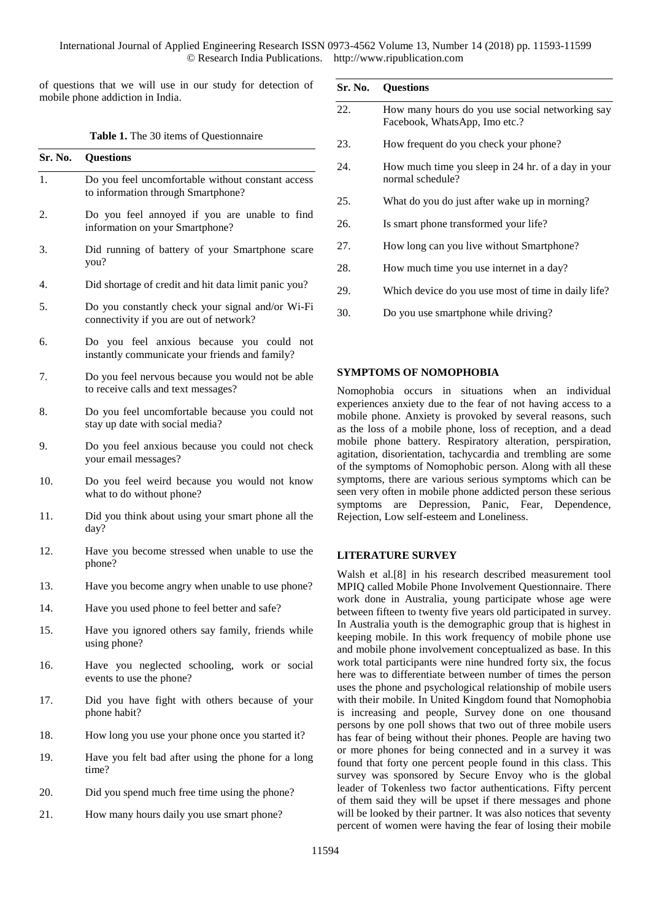of questions that we will use in our study for detection of mobile phone addiction in India.

**Table 1.** The 30 items of Questionnaire

| Sr. No. | Questions |
|---|---|
| 1. | Do you feel uncomfortable without constant access to information through Smartphone? |
| 2. | Do you feel annoyed if you are unable to find information on your Smartphone? |
| 3. | Did running of battery of your Smartphone scare you? |
| 4. | Did shortage of credit and hit data limit panic you? |
| 5. | Do you constantly check your signal and/or Wi-Fi connectivity if you are out of network? |
| 6. | Do you feel anxious because you could not instantly communicate your friends and family? |
| 7. | Do you feel nervous because you would not be able to receive calls and text messages? |
| 8. | Do you feel uncomfortable because you could not stay up date with social media? |
| 9. | Do you feel anxious because you could not check your email messages? |
| 10. | Do you feel weird because you would not know what to do without phone? |
| 11. | Did you think about using your smart phone all the day? |
| 12. | Have you become stressed when unable to use the phone? |
| 13. | Have you become angry when unable to use phone? |
| 14. | Have you used phone to feel better and safe? |
| 15. | Have you ignored others say family, friends while using phone? |
| 16. | Have you neglected schooling, work or social events to use the phone? |
| 17. | Did you have fight with others because of your phone habit? |
| 18. | How long you use your phone once you started it? |
| 19. | Have you felt bad after using the phone for a long time? |
| 20. | Did you spend much free time using the phone? |
| 21. | How many hours daily you use smart phone? |
| 22. | How many hours do you use social networking say Facebook, WhatsApp, Imo etc.? |
| 23. | How frequent do you check your phone? |
| 24. | How much time you sleep in 24 hr. of a day in your normal schedule? |
| 25. | What do you do just after wake up in morning? |
| 26. | Is smart phone transformed your life? |
| 27. | How long can you live without Smartphone? |
| 28. | How much time you use internet in a day? |
| 29. | Which device do you use most of time in daily life? |
| 30. | Do you use smartphone while driving? |

## SYMPTOMS OF NOMOPHOBIA

Nomophobia occurs in situations when an individual experiences anxiety due to the fear of not having access to a mobile phone. Anxiety is provoked by several reasons, such as the loss of a mobile phone, loss of reception, and a dead mobile phone battery. Respiratory alteration, perspiration, agitation, disorientation, tachycardia and trembling are some of the symptoms of Nomophobic person. Along with all these symptoms, there are various serious symptoms which can be seen very often in mobile phone addicted person these serious symptoms are Depression, Panic, Fear, Dependence, Rejection, Low self-esteem and Loneliness.

## LITERATURE SURVEY

Walsh et al.[8] in his research described measurement tool MPIQ called Mobile Phone Involvement Questionnaire. There work done in Australia, young participate whose age were between fifteen to twenty five years old participated in survey. In Australia youth is the demographic group that is highest in keeping mobile. In this work frequency of mobile phone use and mobile phone involvement conceptualized as base. In this work total participants were nine hundred forty six, the focus here was to differentiate between number of times the person uses the phone and psychological relationship of mobile users with their mobile. In United Kingdom found that Nomophobia is increasing and people, Survey done on one thousand persons by one poll shows that two out of three mobile users has fear of being without their phones. People are having two or more phones for being connected and in a survey it was found that forty one percent people found in this class. This survey was sponsored by Secure Envoy who is the global leader of Tokenless two factor authentications. Fifty percent of them said they will be upset if there messages and phone will be looked by their partner. It was also notices that seventy percent of women were having the fear of losing their mobile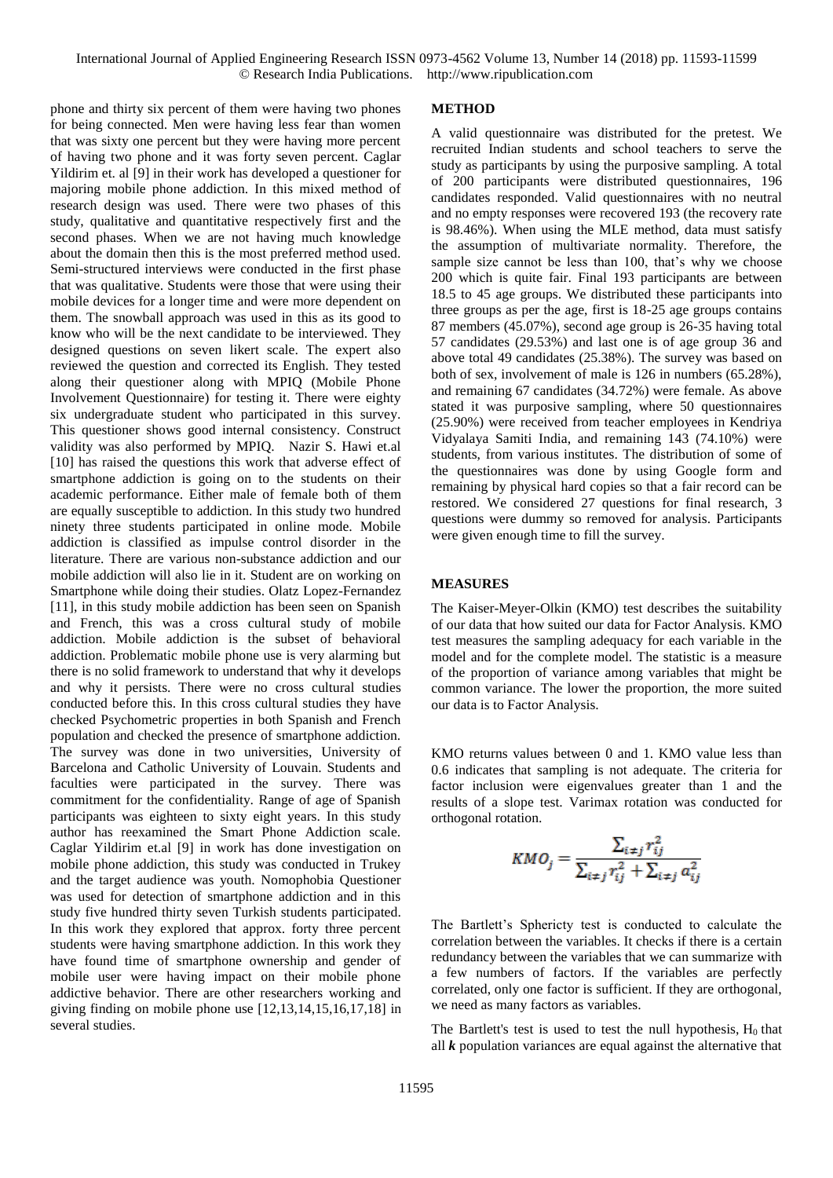phone and thirty six percent of them were having two phones for being connected. Men were having less fear than women that was sixty one percent but they were having more percent of having two phone and it was forty seven percent. Caglar Yildirim et. al [9] in their work has developed a questioner for majoring mobile phone addiction. In this mixed method of research design was used. There were two phases of this study, qualitative and quantitative respectively first and the second phases. When we are not having much knowledge about the domain then this is the most preferred method used. Semi-structured interviews were conducted in the first phase that was qualitative. Students were those that were using their mobile devices for a longer time and were more dependent on them. The snowball approach was used in this as its good to know who will be the next candidate to be interviewed. They designed questions on seven likert scale. The expert also reviewed the question and corrected its English. They tested along their questioner along with MPIQ (Mobile Phone Involvement Questionnaire) for testing it. There were eighty six undergraduate student who participated in this survey. This questioner shows good internal consistency. Construct validity was also performed by MPIQ. Nazir S. Hawi et.al [10] has raised the questions this work that adverse effect of smartphone addiction is going on to the students on their academic performance. Either male of female both of them are equally susceptible to addiction. In this study two hundred ninety three students participated in online mode. Mobile addiction is classified as impulse control disorder in the literature. There are various non-substance addiction and our mobile addiction will also lie in it. Student are on working on Smartphone while doing their studies. Olatz Lopez-Fernandez [11], in this study mobile addiction has been seen on Spanish and French, this was a cross cultural study of mobile addiction. Mobile addiction is the subset of behavioral addiction. Problematic mobile phone use is very alarming but there is no solid framework to understand that why it develops and why it persists. There were no cross cultural studies conducted before this. In this cross cultural studies they have checked Psychometric properties in both Spanish and French population and checked the presence of smartphone addiction. The survey was done in two universities, University of Barcelona and Catholic University of Louvain. Students and faculties were participated in the survey. There was commitment for the confidentiality. Range of age of Spanish participants was eighteen to sixty eight years. In this study author has reexamined the Smart Phone Addiction scale. Caglar Yildirim et.al [9] in work has done investigation on mobile phone addiction, this study was conducted in Trukey and the target audience was youth. Nomophobia Questioner was used for detection of smartphone addiction and in this study five hundred thirty seven Turkish students participated. In this work they explored that approx. forty three percent students were having smartphone addiction. In this work they have found time of smartphone ownership and gender of mobile user were having impact on their mobile phone addictive behavior. There are other researchers working and giving finding on mobile phone use [12,13,14,15,16,17,18] in several studies.

## METHOD

A valid questionnaire was distributed for the pretest. We recruited Indian students and school teachers to serve the study as participants by using the purposive sampling. A total of 200 participants were distributed questionnaires, 196 candidates responded. Valid questionnaires with no neutral and no empty responses were recovered 193 (the recovery rate is 98.46%). When using the MLE method, data must satisfy the assumption of multivariate normality. Therefore, the sample size cannot be less than 100, that's why we choose 200 which is quite fair. Final 193 participants are between 18.5 to 45 age groups. We distributed these participants into three groups as per the age, first is 18-25 age groups contains 87 members (45.07%), second age group is 26-35 having total 57 candidates (29.53%) and last one is of age group 36 and above total 49 candidates (25.38%). The survey was based on both of sex, involvement of male is 126 in numbers (65.28%), and remaining 67 candidates (34.72%) were female. As above stated it was purposive sampling, where 50 questionnaires (25.90%) were received from teacher employees in Kendriya Vidyalaya Samiti India, and remaining 143 (74.10%) were students, from various institutes. The distribution of some of the questionnaires was done by using Google form and remaining by physical hard copies so that a fair record can be restored. We considered 27 questions for final research, 3 questions were dummy so removed for analysis. Participants were given enough time to fill the survey.

## MEASURES

The Kaiser-Meyer-Olkin (KMO) test describes the suitability of our data that how suited our data for Factor Analysis. KMO test measures the sampling adequacy for each variable in the model and for the complete model. The statistic is a measure of the proportion of variance among variables that might be common variance. The lower the proportion, the more suited our data is to Factor Analysis.

KMO returns values between 0 and 1. KMO value less than 0.6 indicates that sampling is not adequate. The criteria for factor inclusion were eigenvalues greater than 1 and the results of a slope test. Varimax rotation was conducted for orthogonal rotation.

$$KMO_j = \frac{\sum_{i \neq j} r_{ij}^2}{\sum_{i \neq j} r_{ij}^2 + \sum_{i \neq j} a_{ij}^2}$$

The Bartlett's Sphericty test is conducted to calculate the correlation between the variables. It checks if there is a certain redundancy between the variables that we can summarize with a few numbers of factors. If the variables are perfectly correlated, only one factor is sufficient. If they are orthogonal, we need as many factors as variables.

The Bartlett's test is used to test the null hypothesis, $H_0$ that all $\boldsymbol{k}$ population variances are equal against the alternative that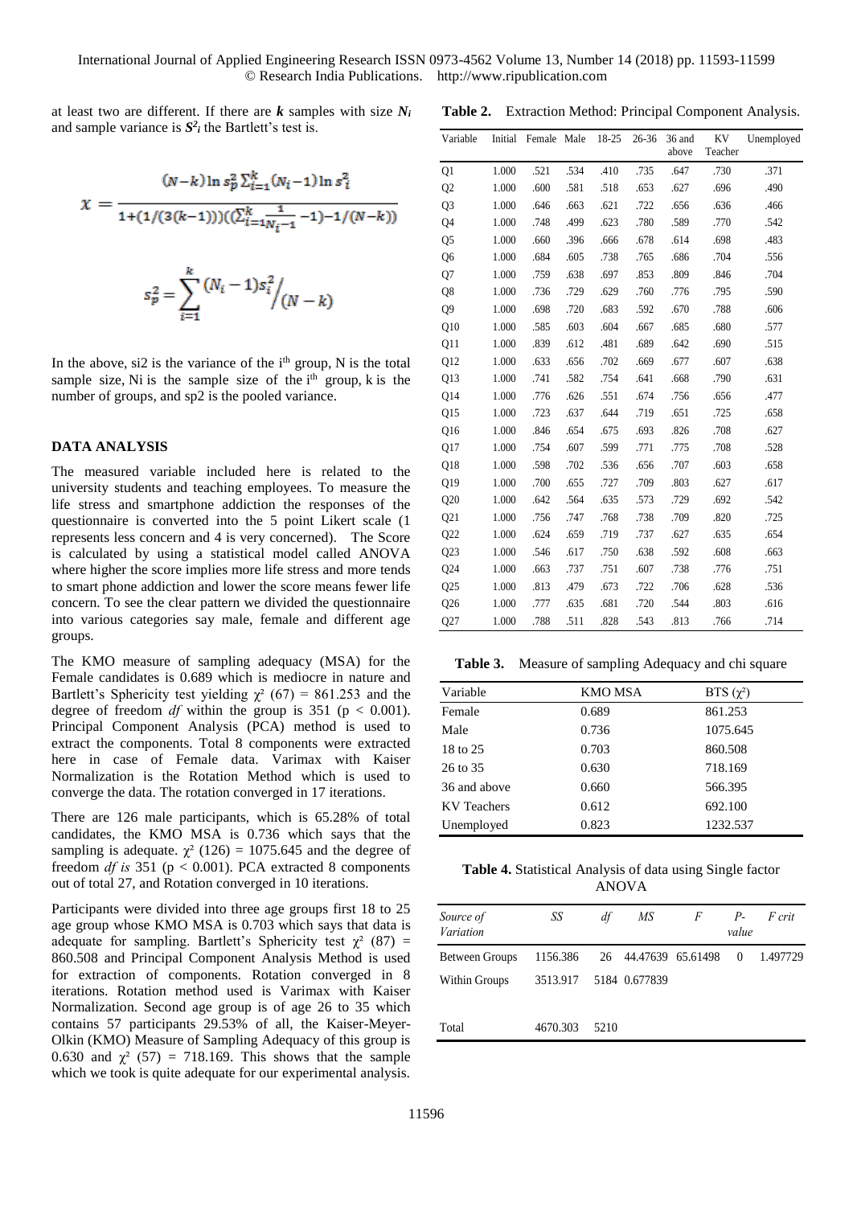at least two are different. If there are $k$ samples with size $N_i$ and sample variance is $S^2_i$ the Bartlett's test is.

$$\chi = \frac{(N-k)\ln s_p^2 \sum_{i=1}^{k}(N_i-1)\ln s_i^2}{1+(1/(3(k-1)))((\sum_{i=1}^{k}\frac{1}{N_i-1}-1)-1/(N-k))}$$

$$s_p^2 = \sum_{i=1}^{k}(N_i-1)s_i^2 \Big/ (N-k)$$

In the above, si2 is the variance of the i[th] group, N is the total sample size, Ni is the sample size of the i[th] group, k is the number of groups, and sp2 is the pooled variance.

## DATA ANALYSIS

The measured variable included here is related to the university students and teaching employees. To measure the life stress and smartphone addiction the responses of the questionnaire is converted into the 5 point Likert scale (1 represents less concern and 4 is very concerned). The Score is calculated by using a statistical model called ANOVA where higher the score implies more life stress and more tends to smart phone addiction and lower the score means fewer life concern. To see the clear pattern we divided the questionnaire into various categories say male, female and different age groups.

The KMO measure of sampling adequacy (MSA) for the Female candidates is 0.689 which is mediocre in nature and Bartlett's Sphericity test yielding $\chi^2$ (67) = 861.253 and the degree of freedom *df* within the group is 351 ($p < 0.001$). Principal Component Analysis (PCA) method is used to extract the components. Total 8 components were extracted here in case of Female data. Varimax with Kaiser Normalization is the Rotation Method which is used to converge the data. The rotation converged in 17 iterations.

There are 126 male participants, which is 65.28% of total candidates, the KMO MSA is 0.736 which says that the sampling is adequate. $\chi^2$ (126) = 1075.645 and the degree of freedom *df is* 351 ($p < 0.001$). PCA extracted 8 components out of total 27, and Rotation converged in 10 iterations.

Participants were divided into three age groups first 18 to 25 age group whose KMO MSA is 0.703 which says that data is adequate for sampling. Bartlett's Sphericity test $\chi^2$ (87) = 860.508 and Principal Component Analysis Method is used for extraction of components. Rotation converged in 8 iterations. Rotation method used is Varimax with Kaiser Normalization. Second age group is of age 26 to 35 which contains 57 participants 29.53% of all, the Kaiser-Meyer-Olkin (KMO) Measure of Sampling Adequacy of this group is 0.630 and $\chi^2$ (57) = 718.169. This shows that the sample which we took is quite adequate for our experimental analysis.

**Table 2.** Extraction Method: Principal Component Analysis.

| Variable | Initial | Female | Male | 18-25 | 26-36 | 36 and above | KV Teacher | Unemployed |
|---|---|---|---|---|---|---|---|---|
| Q1 | 1.000 | .521 | .534 | .410 | .735 | .647 | .730 | .371 |
| Q2 | 1.000 | .600 | .581 | .518 | .653 | .627 | .696 | .490 |
| Q3 | 1.000 | .646 | .663 | .621 | .722 | .656 | .636 | .466 |
| Q4 | 1.000 | .748 | .499 | .623 | .780 | .589 | .770 | .542 |
| Q5 | 1.000 | .660 | .396 | .666 | .678 | .614 | .698 | .483 |
| Q6 | 1.000 | .684 | .605 | .738 | .765 | .686 | .704 | .556 |
| Q7 | 1.000 | .759 | .638 | .697 | .853 | .809 | .846 | .704 |
| Q8 | 1.000 | .736 | .729 | .629 | .760 | .776 | .795 | .590 |
| Q9 | 1.000 | .698 | .720 | .683 | .592 | .670 | .788 | .606 |
| Q10 | 1.000 | .585 | .603 | .604 | .667 | .685 | .680 | .577 |
| Q11 | 1.000 | .839 | .612 | .481 | .689 | .642 | .690 | .515 |
| Q12 | 1.000 | .633 | .656 | .702 | .669 | .677 | .607 | .638 |
| Q13 | 1.000 | .741 | .582 | .754 | .641 | .668 | .790 | .631 |
| Q14 | 1.000 | .776 | .626 | .551 | .674 | .756 | .656 | .477 |
| Q15 | 1.000 | .723 | .637 | .644 | .719 | .651 | .725 | .658 |
| Q16 | 1.000 | .846 | .654 | .675 | .693 | .826 | .708 | .627 |
| Q17 | 1.000 | .754 | .607 | .599 | .771 | .775 | .708 | .528 |
| Q18 | 1.000 | .598 | .702 | .536 | .656 | .707 | .603 | .658 |
| Q19 | 1.000 | .700 | .655 | .727 | .709 | .803 | .627 | .617 |
| Q20 | 1.000 | .642 | .564 | .635 | .573 | .729 | .692 | .542 |
| Q21 | 1.000 | .756 | .747 | .768 | .738 | .709 | .820 | .725 |
| Q22 | 1.000 | .624 | .659 | .719 | .737 | .627 | .635 | .654 |
| Q23 | 1.000 | .546 | .617 | .750 | .638 | .592 | .608 | .663 |
| Q24 | 1.000 | .663 | .737 | .751 | .607 | .738 | .776 | .751 |
| Q25 | 1.000 | .813 | .479 | .673 | .722 | .706 | .628 | .536 |
| Q26 | 1.000 | .777 | .635 | .681 | .720 | .544 | .803 | .616 |
| Q27 | 1.000 | .788 | .511 | .828 | .543 | .813 | .766 | .714 |

**Table 3.** Measure of sampling Adequacy and chi square

| Variable | KMO MSA | BTS ($\chi^2$) |
|---|---|---|
| Female | 0.689 | 861.253 |
| Male | 0.736 | 1075.645 |
| 18 to 25 | 0.703 | 860.508 |
| 26 to 35 | 0.630 | 718.169 |
| 36 and above | 0.660 | 566.395 |
| KV Teachers | 0.612 | 692.100 |
| Unemployed | 0.823 | 1232.537 |

**Table 4.** Statistical Analysis of data using Single factor ANOVA

| *Source of Variation* | *SS* | *df* | *MS* | *F* | *P-value* | *F crit* |
|---|---|---|---|---|---|---|
| Between Groups | 1156.386 | 26 | 44.47639 | 65.61498 | 0 | 1.497729 |
| Within Groups | 3513.917 | 5184 | 0.677839 | | | |
| Total | 4670.303 | 5210 | | | | |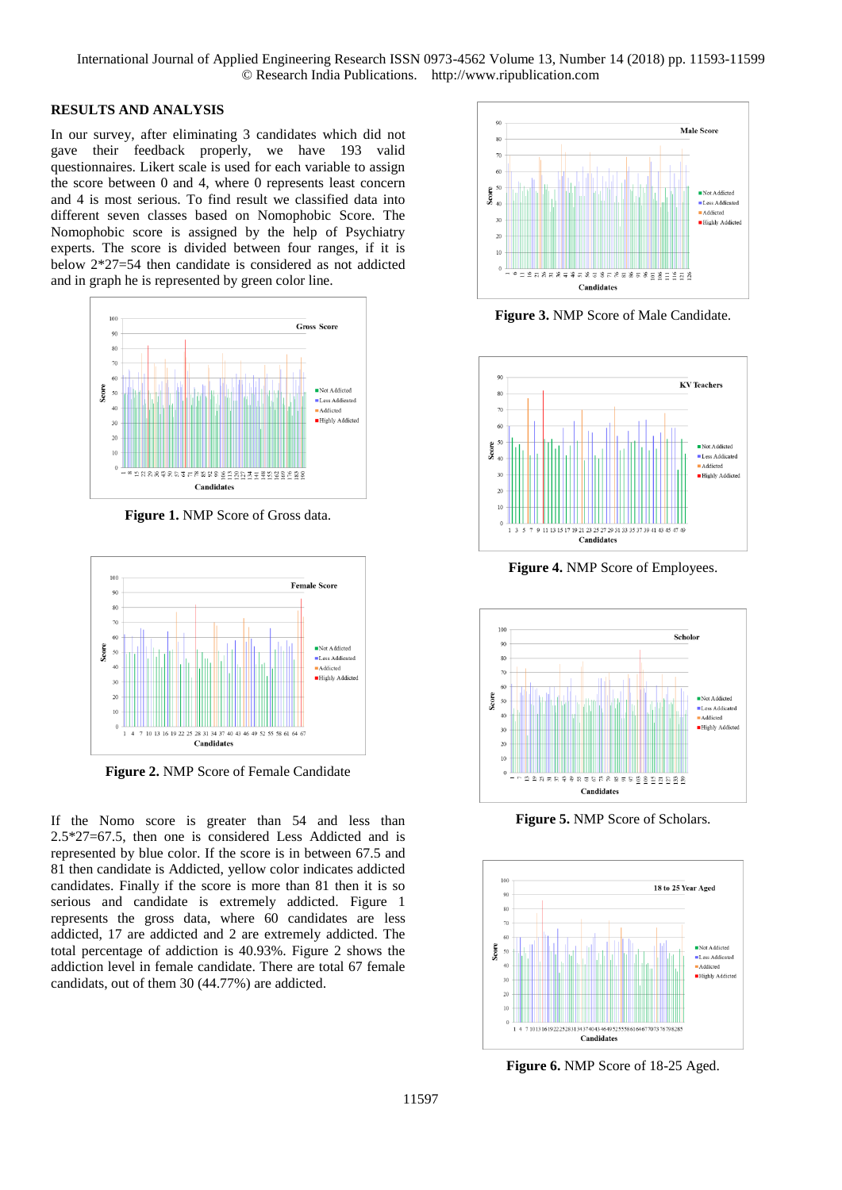## RESULTS AND ANALYSIS

In our survey, after eliminating 3 candidates which did not gave their feedback properly, we have 193 valid questionnaires. Likert scale is used for each variable to assign the score between 0 and 4, where 0 represents least concern and 4 is most serious. To find result we classified data into different seven classes based on Nomophobic Score. The Nomophobic score is assigned by the help of Psychiatry experts. The score is divided between four ranges, if it is below 2*27=54 then candidate is considered as not addicted and in graph he is represented by green color line.

**Figure 1.** NMP Score of Gross data.

**Figure 2.** NMP Score of Female Candidate

If the Nomo score is greater than 54 and less than 2.5*27=67.5, then one is considered Less Addicted and is represented by blue color. If the score is in between 67.5 and 81 then candidate is Addicted, yellow color indicates addicted candidates. Finally if the score is more than 81 then it is so serious and candidate is extremely addicted. Figure 1 represents the gross data, where 60 candidates are less addicted, 17 are addicted and 2 are extremely addicted. The total percentage of addiction is 40.93%. Figure 2 shows the addiction level in female candidate. There are total 67 female candidats, out of them 30 (44.77%) are addicted.

**Figure 3.** NMP Score of Male Candidate.

**Figure 4.** NMP Score of Employees.

**Figure 5.** NMP Score of Scholars.

**Figure 6.** NMP Score of 18-25 Aged.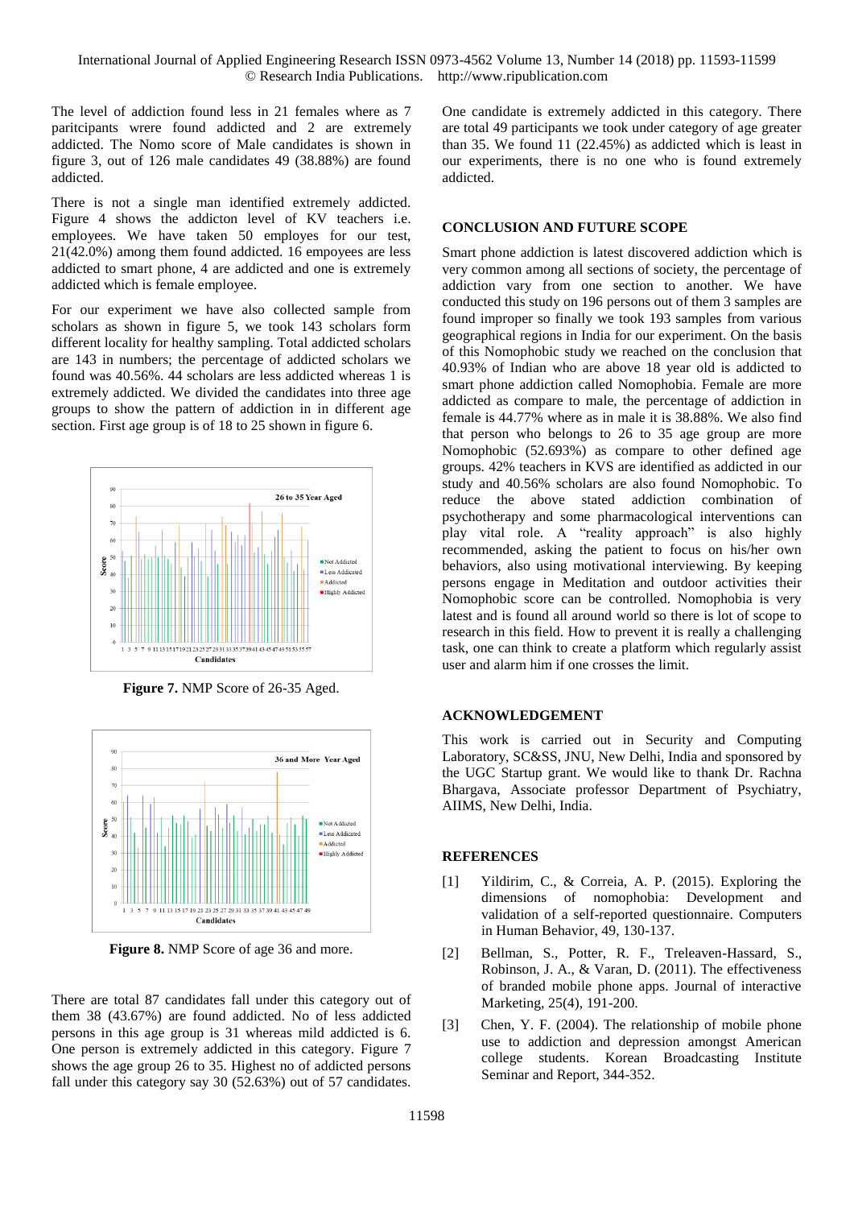The level of addiction found less in 21 females where as 7 paritcipants wrere found addicted and 2 are extremely addicted. The Nomo score of Male candidates is shown in figure 3, out of 126 male candidates 49 (38.88%) are found addicted.

There is not a single man identified extremely addicted. Figure 4 shows the addicton level of KV teachers i.e. employees. We have taken 50 employes for our test, 21(42.0%) among them found addicted. 16 empoyees are less addicted to smart phone, 4 are addicted and one is extremely addicted which is female employee.

For our experiment we have also collected sample from scholars as shown in figure 5, we took 143 scholars form different locality for healthy sampling. Total addicted scholars are 143 in numbers; the percentage of addicted scholars we found was 40.56%. 44 scholars are less addicted whereas 1 is extremely addicted. We divided the candidates into three age groups to show the pattern of addiction in in different age section. First age group is of 18 to 25 shown in figure 6.

**Figure 7.** NMP Score of 26-35 Aged.

**Figure 8.** NMP Score of age 36 and more.

There are total 87 candidates fall under this category out of them 38 (43.67%) are found addicted. No of less addicted persons in this age group is 31 whereas mild addicted is 6. One person is extremely addicted in this category. Figure 7 shows the age group 26 to 35. Highest no of addicted persons fall under this category say 30 (52.63%) out of 57 candidates. One candidate is extremely addicted in this category. There are total 49 participants we took under category of age greater than 35. We found 11 (22.45%) as addicted which is least in our experiments, there is no one who is found extremely addicted.

## CONCLUSION AND FUTURE SCOPE

Smart phone addiction is latest discovered addiction which is very common among all sections of society, the percentage of addiction vary from one section to another. We have conducted this study on 196 persons out of them 3 samples are found improper so finally we took 193 samples from various geographical regions in India for our experiment. On the basis of this Nomophobic study we reached on the conclusion that 40.93% of Indian who are above 18 year old is addicted to smart phone addiction called Nomophobia. Female are more addicted as compare to male, the percentage of addiction in female is 44.77% where as in male it is 38.88%. We also find that person who belongs to 26 to 35 age group are more Nomophobic (52.693%) as compare to other defined age groups. 42% teachers in KVS are identified as addicted in our study and 40.56% scholars are also found Nomophobic. To reduce the above stated addiction combination of psychotherapy and some pharmacological interventions can play vital role. A "reality approach" is also highly recommended, asking the patient to focus on his/her own behaviors, also using motivational interviewing. By keeping persons engage in Meditation and outdoor activities their Nomophobic score can be controlled. Nomophobia is very latest and is found all around world so there is lot of scope to research in this field. How to prevent it is really a challenging task, one can think to create a platform which regularly assist user and alarm him if one crosses the limit.

## ACKNOWLEDGEMENT

This work is carried out in Security and Computing Laboratory, SC&SS, JNU, New Delhi, India and sponsored by the UGC Startup grant. We would like to thank Dr. Rachna Bhargava, Associate professor Department of Psychiatry, AIIMS, New Delhi, India.

## REFERENCES

[1] Yildirim, C., & Correia, A. P. (2015). Exploring the dimensions of nomophobia: Development and validation of a self-reported questionnaire. Computers in Human Behavior, 49, 130-137.

[2] Bellman, S., Potter, R. F., Treleaven-Hassard, S., Robinson, J. A., & Varan, D. (2011). The effectiveness of branded mobile phone apps. Journal of interactive Marketing, 25(4), 191-200.

[3] Chen, Y. F. (2004). The relationship of mobile phone use to addiction and depression amongst American college students. Korean Broadcasting Institute Seminar and Report, 344-352.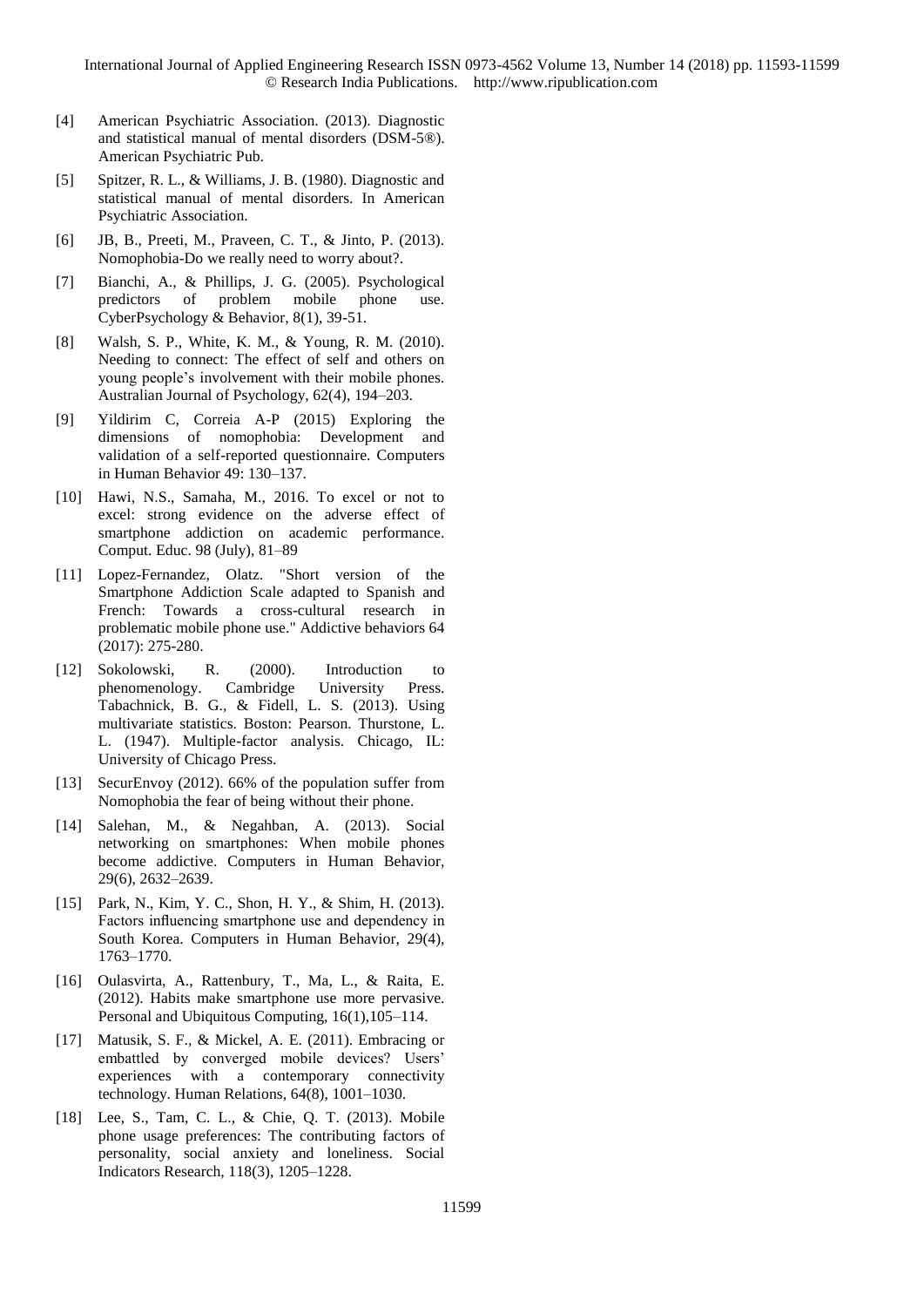- [4] American Psychiatric Association. (2013). Diagnostic and statistical manual of mental disorders (DSM-5®). American Psychiatric Pub.
- [5] Spitzer, R. L., & Williams, J. B. (1980). Diagnostic and statistical manual of mental disorders. In American Psychiatric Association.
- [6] JB, B., Preeti, M., Praveen, C. T., & Jinto, P. (2013). Nomophobia-Do we really need to worry about?.
- [7] Bianchi, A., & Phillips, J. G. (2005). Psychological predictors of problem mobile phone use. CyberPsychology & Behavior, 8(1), 39-51.
- [8] Walsh, S. P., White, K. M., & Young, R. M. (2010). Needing to connect: The effect of self and others on young people's involvement with their mobile phones. Australian Journal of Psychology, 62(4), 194–203.
- [9] Yildirim C, Correia A-P (2015) Exploring the dimensions of nomophobia: Development and validation of a self-reported questionnaire. Computers in Human Behavior 49: 130–137.
- [10] Hawi, N.S., Samaha, M., 2016. To excel or not to excel: strong evidence on the adverse effect of smartphone addiction on academic performance. Comput. Educ. 98 (July), 81–89
- [11] Lopez-Fernandez, Olatz. "Short version of the Smartphone Addiction Scale adapted to Spanish and French: Towards a cross-cultural research in problematic mobile phone use." Addictive behaviors 64 (2017): 275-280.
- [12] Sokolowski, R. (2000). Introduction to phenomenology. Cambridge University Press. Tabachnick, B. G., & Fidell, L. S. (2013). Using multivariate statistics. Boston: Pearson. Thurstone, L. L. (1947). Multiple-factor analysis. Chicago, IL: University of Chicago Press.
- [13] SecurEnvoy (2012). 66% of the population suffer from Nomophobia the fear of being without their phone.
- [14] Salehan, M., & Negahban, A. (2013). Social networking on smartphones: When mobile phones become addictive. Computers in Human Behavior, 29(6), 2632–2639.
- [15] Park, N., Kim, Y. C., Shon, H. Y., & Shim, H. (2013). Factors influencing smartphone use and dependency in South Korea. Computers in Human Behavior, 29(4), 1763–1770.
- [16] Oulasvirta, A., Rattenbury, T., Ma, L., & Raita, E. (2012). Habits make smartphone use more pervasive. Personal and Ubiquitous Computing, 16(1),105–114.
- [17] Matusik, S. F., & Mickel, A. E. (2011). Embracing or embattled by converged mobile devices? Users' experiences with a contemporary connectivity technology. Human Relations, 64(8), 1001–1030.
- [18] Lee, S., Tam, C. L., & Chie, Q. T. (2013). Mobile phone usage preferences: The contributing factors of personality, social anxiety and loneliness. Social Indicators Research, 118(3), 1205–1228.